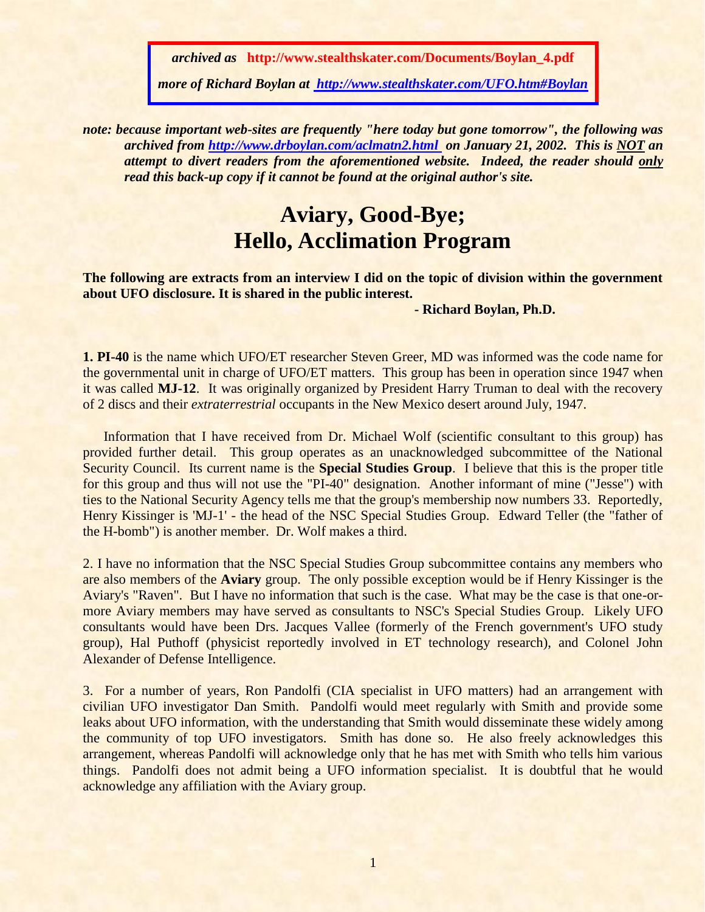*archived as* **http://www.stealthskater.com/Documents/Boylan_4.pdf**

*more of Richard Boylan at* ***[http://www.stealthskater.com/UFO.htm#Boylan](http://www.stealthskater.com/UFO.htm#Boylan)***

***note: because important web-sites are frequently "here today but gone tomorrow", the following was archived from [http://www.drboylan.com/aclmatn2.html](http://www.drboylan.com/aclmatn2.html) on January 21, 2002. This is NOT an attempt to divert readers from the aforementioned website. Indeed, the reader should only read this back-up copy if it cannot be found at the original author's site.***

# Aviary, Good-Bye; Hello, Acclimation Program

**The following are extracts from an interview I did on the topic of division within the government about UFO disclosure. It is shared in the public interest.**

**- Richard Boylan, Ph.D.**

**1. PI-40** is the name which UFO/ET researcher Steven Greer, MD was informed was the code name for the governmental unit in charge of UFO/ET matters. This group has been in operation since 1947 when it was called **MJ-12**. It was originally organized by President Harry Truman to deal with the recovery of 2 discs and their *extraterrestrial* occupants in the New Mexico desert around July, 1947.

Information that I have received from Dr. Michael Wolf (scientific consultant to this group) has provided further detail. This group operates as an unacknowledged subcommittee of the National Security Council. Its current name is the **Special Studies Group**. I believe that this is the proper title for this group and thus will not use the "PI-40" designation. Another informant of mine ("Jesse") with ties to the National Security Agency tells me that the group's membership now numbers 33. Reportedly, Henry Kissinger is 'MJ-1' - the head of the NSC Special Studies Group. Edward Teller (the "father of the H-bomb") is another member. Dr. Wolf makes a third.

2. I have no information that the NSC Special Studies Group subcommittee contains any members who are also members of the **Aviary** group. The only possible exception would be if Henry Kissinger is the Aviary's "Raven". But I have no information that such is the case. What may be the case is that one-or-more Aviary members may have served as consultants to NSC's Special Studies Group. Likely UFO consultants would have been Drs. Jacques Vallee (formerly of the French government's UFO study group), Hal Puthoff (physicist reportedly involved in ET technology research), and Colonel John Alexander of Defense Intelligence.

3. For a number of years, Ron Pandolfi (CIA specialist in UFO matters) had an arrangement with civilian UFO investigator Dan Smith. Pandolfi would meet regularly with Smith and provide some leaks about UFO information, with the understanding that Smith would disseminate these widely among the community of top UFO investigators. Smith has done so. He also freely acknowledges this arrangement, whereas Pandolfi will acknowledge only that he has met with Smith who tells him various things. Pandolfi does not admit being a UFO information specialist. It is doubtful that he would acknowledge any affiliation with the Aviary group.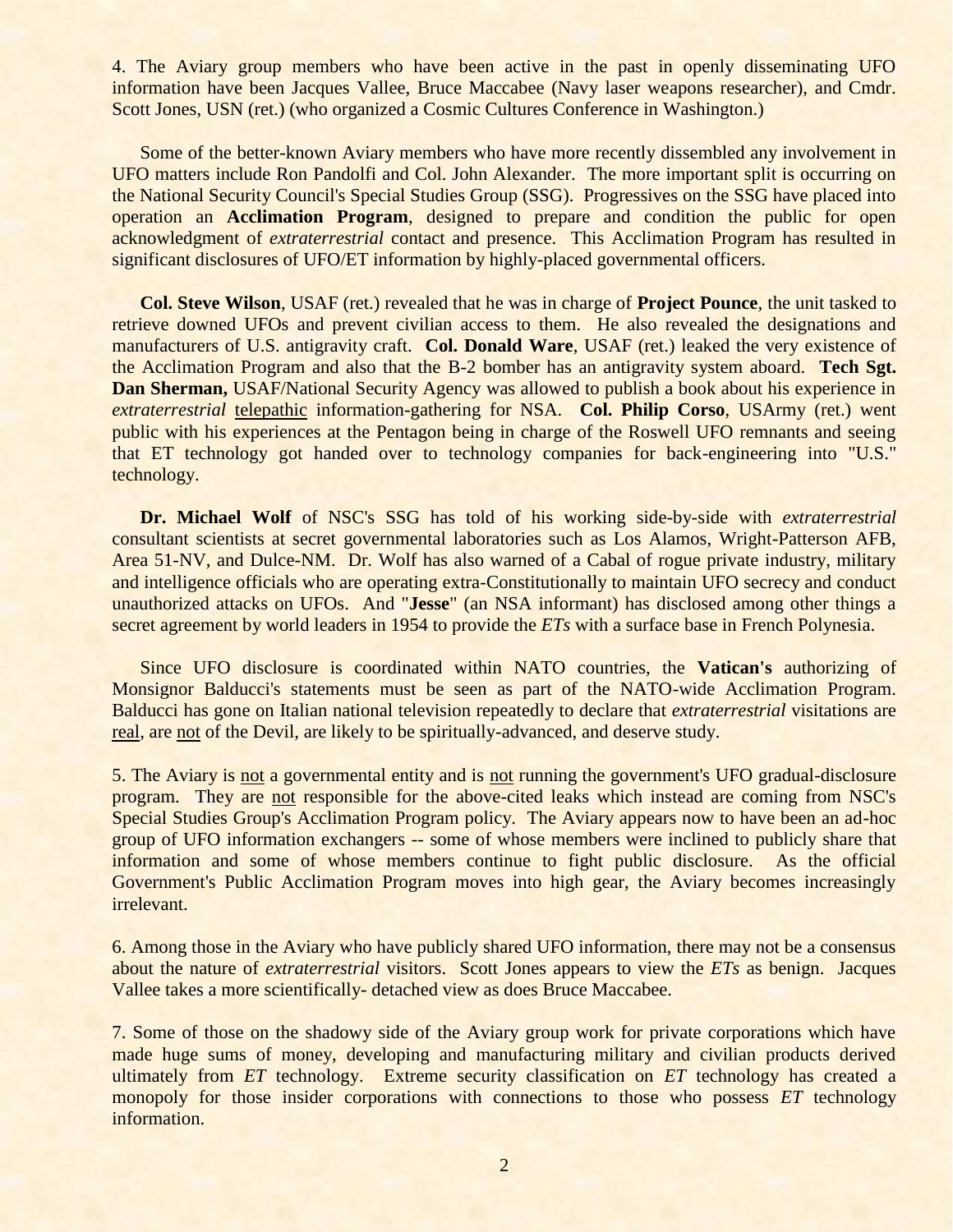4. The Aviary group members who have been active in the past in openly disseminating UFO information have been Jacques Vallee, Bruce Maccabee (Navy laser weapons researcher), and Cmdr. Scott Jones, USN (ret.) (who organized a Cosmic Cultures Conference in Washington.)

Some of the better-known Aviary members who have more recently dissembled any involvement in UFO matters include Ron Pandolfi and Col. John Alexander. The more important split is occurring on the National Security Council's Special Studies Group (SSG). Progressives on the SSG have placed into operation an **Acclimation Program**, designed to prepare and condition the public for open acknowledgment of *extraterrestrial* contact and presence. This Acclimation Program has resulted in significant disclosures of UFO/ET information by highly-placed governmental officers.

**Col. Steve Wilson**, USAF (ret.) revealed that he was in charge of **Project Pounce**, the unit tasked to retrieve downed UFOs and prevent civilian access to them. He also revealed the designations and manufacturers of U.S. antigravity craft. **Col. Donald Ware**, USAF (ret.) leaked the very existence of the Acclimation Program and also that the B-2 bomber has an antigravity system aboard. **Tech Sgt. Dan Sherman,** USAF/National Security Agency was allowed to publish a book about his experience in *extraterrestrial* telepathic information-gathering for NSA. **Col. Philip Corso**, USArmy (ret.) went public with his experiences at the Pentagon being in charge of the Roswell UFO remnants and seeing that ET technology got handed over to technology companies for back-engineering into "U.S." technology.

**Dr. Michael Wolf** of NSC's SSG has told of his working side-by-side with *extraterrestrial* consultant scientists at secret governmental laboratories such as Los Alamos, Wright-Patterson AFB, Area 51-NV, and Dulce-NM. Dr. Wolf has also warned of a Cabal of rogue private industry, military and intelligence officials who are operating extra-Constitutionally to maintain UFO secrecy and conduct unauthorized attacks on UFOs. And "**Jesse**" (an NSA informant) has disclosed among other things a secret agreement by world leaders in 1954 to provide the *ETs* with a surface base in French Polynesia.

Since UFO disclosure is coordinated within NATO countries, the **Vatican's** authorizing of Monsignor Balducci's statements must be seen as part of the NATO-wide Acclimation Program. Balducci has gone on Italian national television repeatedly to declare that *extraterrestrial* visitations are real, are not of the Devil, are likely to be spiritually-advanced, and deserve study.

5. The Aviary is not a governmental entity and is not running the government's UFO gradual-disclosure program. They are not responsible for the above-cited leaks which instead are coming from NSC's Special Studies Group's Acclimation Program policy. The Aviary appears now to have been an ad-hoc group of UFO information exchangers -- some of whose members were inclined to publicly share that information and some of whose members continue to fight public disclosure. As the official Government's Public Acclimation Program moves into high gear, the Aviary becomes increasingly irrelevant.

6. Among those in the Aviary who have publicly shared UFO information, there may not be a consensus about the nature of *extraterrestrial* visitors. Scott Jones appears to view the *ETs* as benign. Jacques Vallee takes a more scientifically- detached view as does Bruce Maccabee.

7. Some of those on the shadowy side of the Aviary group work for private corporations which have made huge sums of money, developing and manufacturing military and civilian products derived ultimately from *ET* technology. Extreme security classification on *ET* technology has created a monopoly for those insider corporations with connections to those who possess *ET* technology information.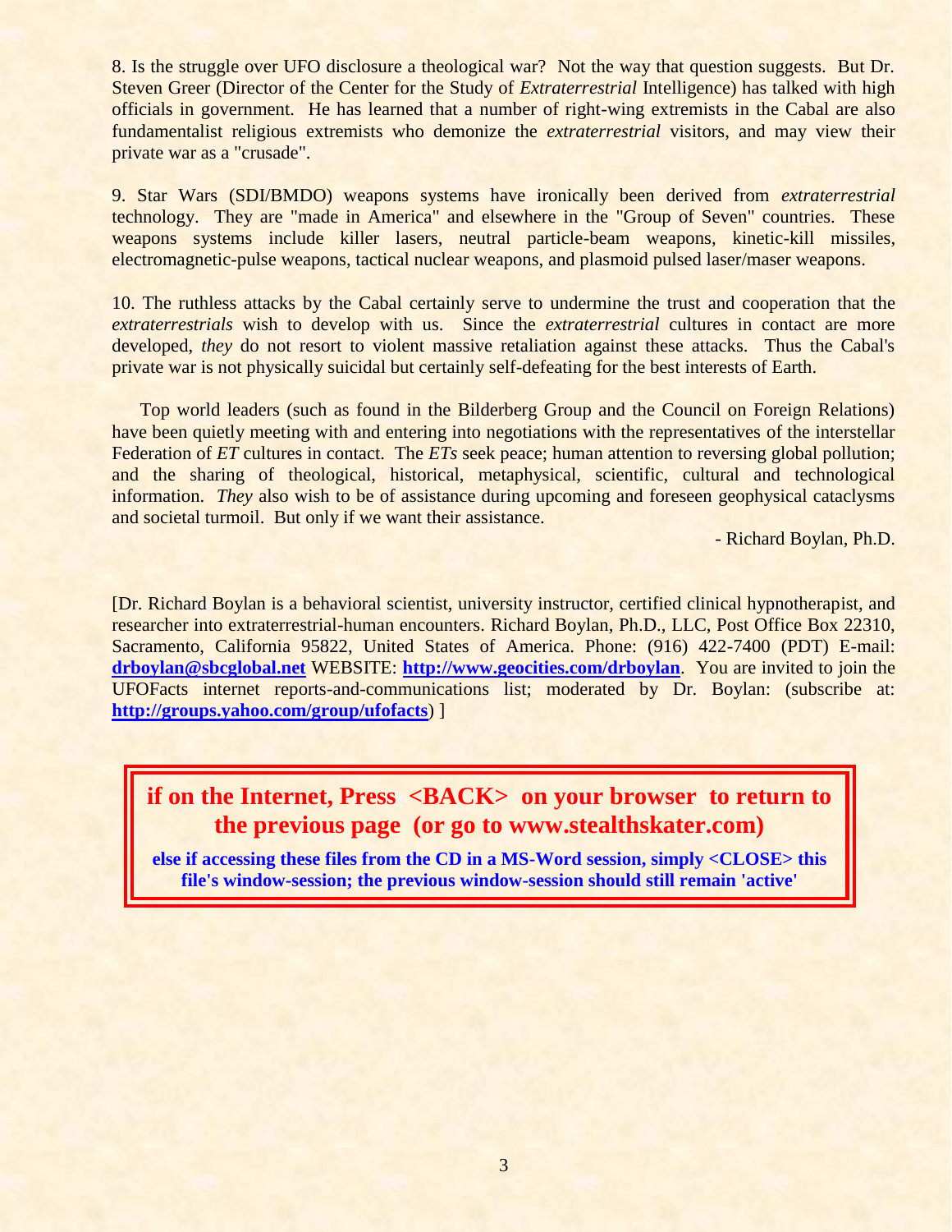8. Is the struggle over UFO disclosure a theological war? Not the way that question suggests. But Dr. Steven Greer (Director of the Center for the Study of *Extraterrestrial* Intelligence) has talked with high officials in government. He has learned that a number of right-wing extremists in the Cabal are also fundamentalist religious extremists who demonize the *extraterrestrial* visitors, and may view their private war as a "crusade".

9. Star Wars (SDI/BMDO) weapons systems have ironically been derived from *extraterrestrial* technology. They are "made in America" and elsewhere in the "Group of Seven" countries. These weapons systems include killer lasers, neutral particle-beam weapons, kinetic-kill missiles, electromagnetic-pulse weapons, tactical nuclear weapons, and plasmoid pulsed laser/maser weapons.

10. The ruthless attacks by the Cabal certainly serve to undermine the trust and cooperation that the *extraterrestrials* wish to develop with us. Since the *extraterrestrial* cultures in contact are more developed, *they* do not resort to violent massive retaliation against these attacks. Thus the Cabal's private war is not physically suicidal but certainly self-defeating for the best interests of Earth.

Top world leaders (such as found in the Bilderberg Group and the Council on Foreign Relations) have been quietly meeting with and entering into negotiations with the representatives of the interstellar Federation of *ET* cultures in contact. The *ETs* seek peace; human attention to reversing global pollution; and the sharing of theological, historical, metaphysical, scientific, cultural and technological information. *They* also wish to be of assistance during upcoming and foreseen geophysical cataclysms and societal turmoil. But only if we want their assistance.

- Richard Boylan, Ph.D.

[Dr. Richard Boylan is a behavioral scientist, university instructor, certified clinical hypnotherapist, and researcher into extraterrestrial-human encounters. Richard Boylan, Ph.D., LLC, Post Office Box 22310, Sacramento, California 95822, United States of America. Phone: (916) 422-7400 (PDT) E-mail: **drboylan@sbcglobal.net** WEBSITE: **http://www.geocities.com/drboylan**. You are invited to join the UFOFacts internet reports-and-communications list; moderated by Dr. Boylan: (subscribe at: **http://groups.yahoo.com/group/ufofacts**) ]

**if on the Internet, Press <BACK> on your browser to return to the previous page (or go to www.stealthskater.com)**

**else if accessing these files from the CD in a MS-Word session, simply <CLOSE> this file's window-session; the previous window-session should still remain 'active'**